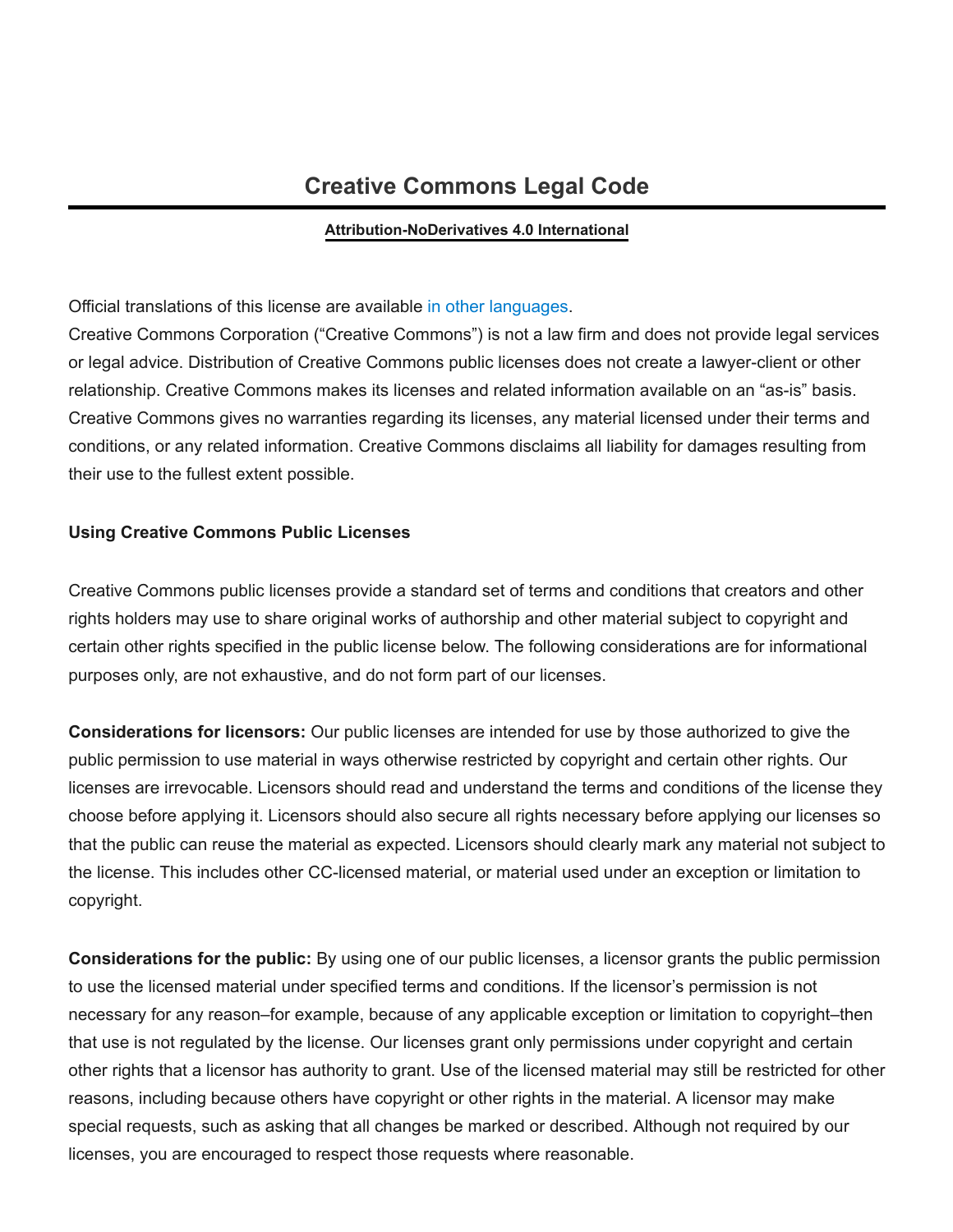# Creative Commons Legal Code

**Attribution-NoDerivatives 4.0 International**

Official translations of this license are available in other languages.

Creative Commons Corporation ("Creative Commons") is not a law firm and does not provide legal services or legal advice. Distribution of Creative Commons public licenses does not create a lawyer-client or other relationship. Creative Commons makes its licenses and related information available on an "as-is" basis. Creative Commons gives no warranties regarding its licenses, any material licensed under their terms and conditions, or any related information. Creative Commons disclaims all liability for damages resulting from their use to the fullest extent possible.

**Using Creative Commons Public Licenses**

Creative Commons public licenses provide a standard set of terms and conditions that creators and other rights holders may use to share original works of authorship and other material subject to copyright and certain other rights specified in the public license below. The following considerations are for informational purposes only, are not exhaustive, and do not form part of our licenses.

**Considerations for licensors:** Our public licenses are intended for use by those authorized to give the public permission to use material in ways otherwise restricted by copyright and certain other rights. Our licenses are irrevocable. Licensors should read and understand the terms and conditions of the license they choose before applying it. Licensors should also secure all rights necessary before applying our licenses so that the public can reuse the material as expected. Licensors should clearly mark any material not subject to the license. This includes other CC-licensed material, or material used under an exception or limitation to copyright.

**Considerations for the public:** By using one of our public licenses, a licensor grants the public permission to use the licensed material under specified terms and conditions. If the licensor's permission is not necessary for any reason–for example, because of any applicable exception or limitation to copyright–then that use is not regulated by the license. Our licenses grant only permissions under copyright and certain other rights that a licensor has authority to grant. Use of the licensed material may still be restricted for other reasons, including because others have copyright or other rights in the material. A licensor may make special requests, such as asking that all changes be marked or described. Although not required by our licenses, you are encouraged to respect those requests where reasonable.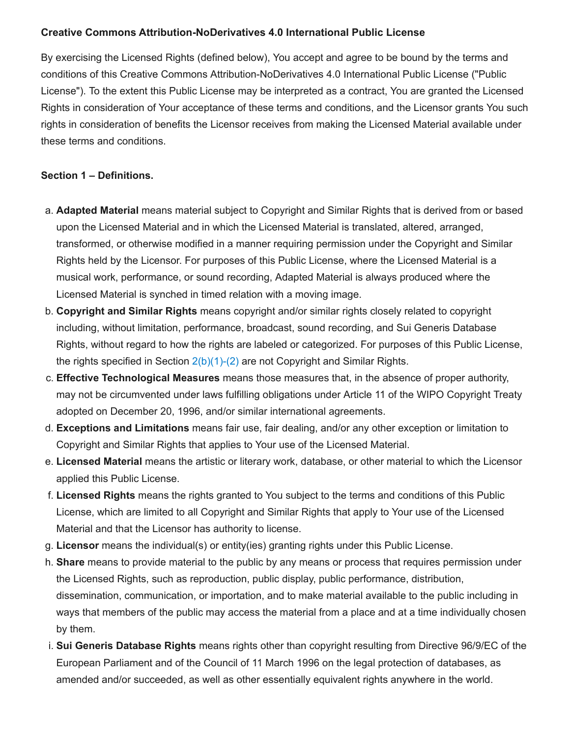**Creative Commons Attribution-NoDerivatives 4.0 International Public License**

By exercising the Licensed Rights (defined below), You accept and agree to be bound by the terms and conditions of this Creative Commons Attribution-NoDerivatives 4.0 International Public License ("Public License"). To the extent this Public License may be interpreted as a contract, You are granted the Licensed Rights in consideration of Your acceptance of these terms and conditions, and the Licensor grants You such rights in consideration of benefits the Licensor receives from making the Licensed Material available under these terms and conditions.

**Section 1 – Definitions.**

a. **Adapted Material** means material subject to Copyright and Similar Rights that is derived from or based upon the Licensed Material and in which the Licensed Material is translated, altered, arranged, transformed, or otherwise modified in a manner requiring permission under the Copyright and Similar Rights held by the Licensor. For purposes of this Public License, where the Licensed Material is a musical work, performance, or sound recording, Adapted Material is always produced where the Licensed Material is synched in timed relation with a moving image.

b. **Copyright and Similar Rights** means copyright and/or similar rights closely related to copyright including, without limitation, performance, broadcast, sound recording, and Sui Generis Database Rights, without regard to how the rights are labeled or categorized. For purposes of this Public License, the rights specified in Section 2(b)(1)-(2) are not Copyright and Similar Rights.

c. **Effective Technological Measures** means those measures that, in the absence of proper authority, may not be circumvented under laws fulfilling obligations under Article 11 of the WIPO Copyright Treaty adopted on December 20, 1996, and/or similar international agreements.

d. **Exceptions and Limitations** means fair use, fair dealing, and/or any other exception or limitation to Copyright and Similar Rights that applies to Your use of the Licensed Material.

e. **Licensed Material** means the artistic or literary work, database, or other material to which the Licensor applied this Public License.

f. **Licensed Rights** means the rights granted to You subject to the terms and conditions of this Public License, which are limited to all Copyright and Similar Rights that apply to Your use of the Licensed Material and that the Licensor has authority to license.

g. **Licensor** means the individual(s) or entity(ies) granting rights under this Public License.

h. **Share** means to provide material to the public by any means or process that requires permission under the Licensed Rights, such as reproduction, public display, public performance, distribution, dissemination, communication, or importation, and to make material available to the public including in ways that members of the public may access the material from a place and at a time individually chosen by them.

i. **Sui Generis Database Rights** means rights other than copyright resulting from Directive 96/9/EC of the European Parliament and of the Council of 11 March 1996 on the legal protection of databases, as amended and/or succeeded, as well as other essentially equivalent rights anywhere in the world.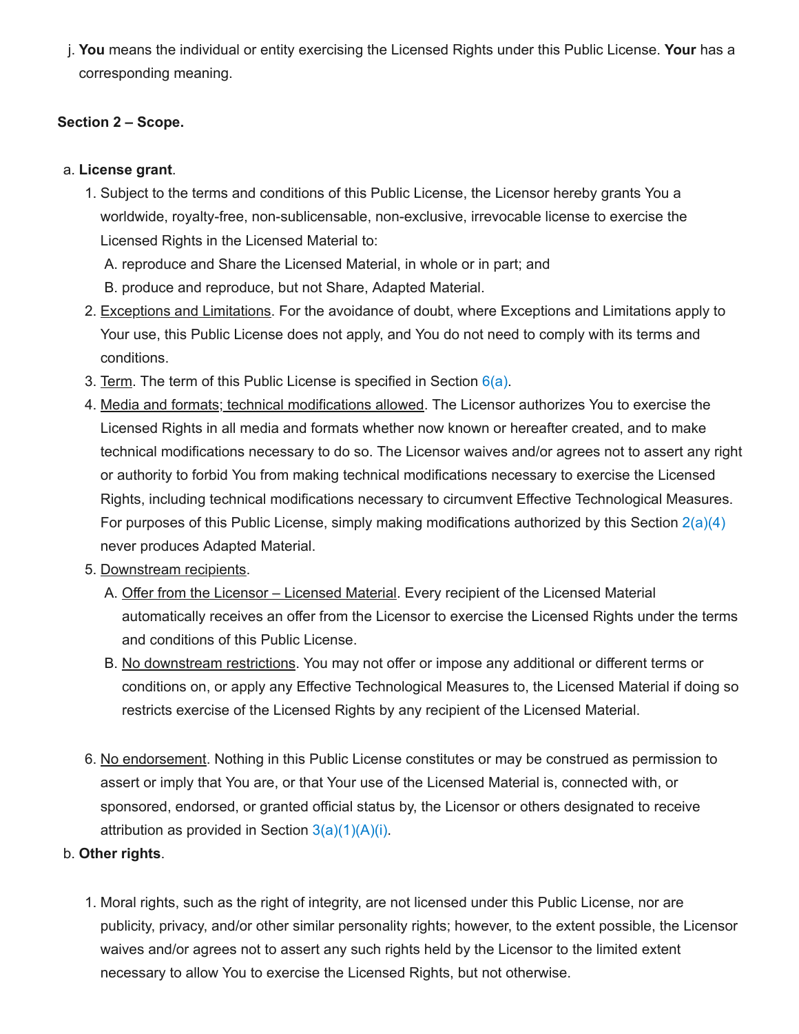j. **You** means the individual or entity exercising the Licensed Rights under this Public License. **Your** has a corresponding meaning.

**Section 2 – Scope.**

a. **License grant**.
   1. Subject to the terms and conditions of this Public License, the Licensor hereby grants You a worldwide, royalty-free, non-sublicensable, non-exclusive, irrevocable license to exercise the Licensed Rights in the Licensed Material to:
      A. reproduce and Share the Licensed Material, in whole or in part; and
      B. produce and reproduce, but not Share, Adapted Material.
   2. Exceptions and Limitations. For the avoidance of doubt, where Exceptions and Limitations apply to Your use, this Public License does not apply, and You do not need to comply with its terms and conditions.
   3. Term. The term of this Public License is specified in Section 6(a).
   4. Media and formats; technical modifications allowed. The Licensor authorizes You to exercise the Licensed Rights in all media and formats whether now known or hereafter created, and to make technical modifications necessary to do so. The Licensor waives and/or agrees not to assert any right or authority to forbid You from making technical modifications necessary to exercise the Licensed Rights, including technical modifications necessary to circumvent Effective Technological Measures. For purposes of this Public License, simply making modifications authorized by this Section 2(a)(4) never produces Adapted Material.
   5. Downstream recipients.
      A. Offer from the Licensor – Licensed Material. Every recipient of the Licensed Material automatically receives an offer from the Licensor to exercise the Licensed Rights under the terms and conditions of this Public License.
      B. No downstream restrictions. You may not offer or impose any additional or different terms or conditions on, or apply any Effective Technological Measures to, the Licensed Material if doing so restricts exercise of the Licensed Rights by any recipient of the Licensed Material.
   6. No endorsement. Nothing in this Public License constitutes or may be construed as permission to assert or imply that You are, or that Your use of the Licensed Material is, connected with, or sponsored, endorsed, or granted official status by, the Licensor or others designated to receive attribution as provided in Section 3(a)(1)(A)(i).

b. **Other rights**.
   1. Moral rights, such as the right of integrity, are not licensed under this Public License, nor are publicity, privacy, and/or other similar personality rights; however, to the extent possible, the Licensor waives and/or agrees not to assert any such rights held by the Licensor to the limited extent necessary to allow You to exercise the Licensed Rights, but not otherwise.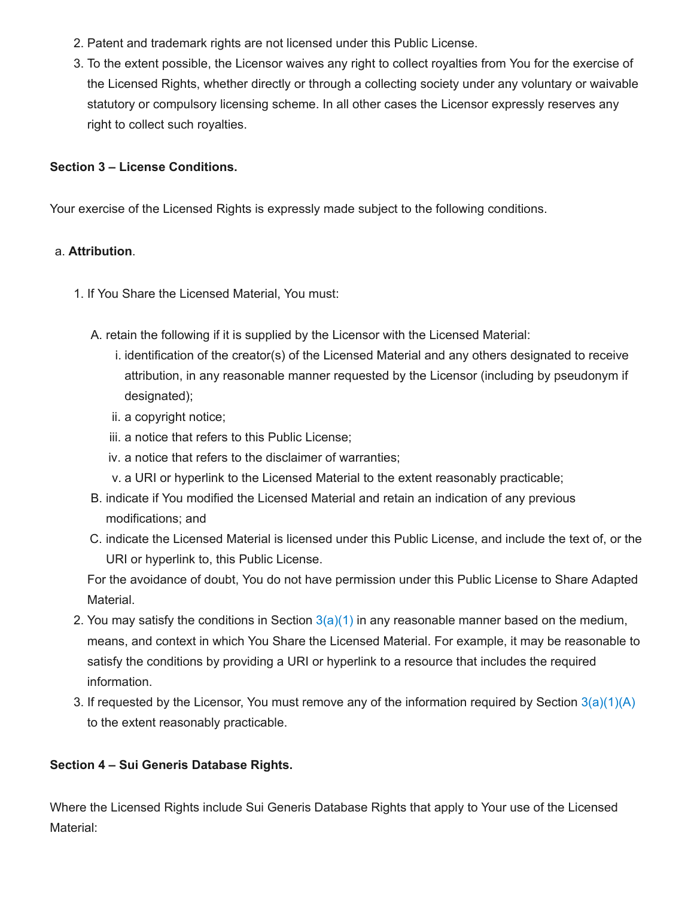2. Patent and trademark rights are not licensed under this Public License.
3. To the extent possible, the Licensor waives any right to collect royalties from You for the exercise of the Licensed Rights, whether directly or through a collecting society under any voluntary or waivable statutory or compulsory licensing scheme. In all other cases the Licensor expressly reserves any right to collect such royalties.

**Section 3 – License Conditions.**

Your exercise of the Licensed Rights is expressly made subject to the following conditions.

a. **Attribution**.

1. If You Share the Licensed Material, You must:

   A. retain the following if it is supplied by the Licensor with the Licensed Material:
      i. identification of the creator(s) of the Licensed Material and any others designated to receive attribution, in any reasonable manner requested by the Licensor (including by pseudonym if designated);
      ii. a copyright notice;
      iii. a notice that refers to this Public License;
      iv. a notice that refers to the disclaimer of warranties;
      v. a URI or hyperlink to the Licensed Material to the extent reasonably practicable;

   B. indicate if You modified the Licensed Material and retain an indication of any previous modifications; and

   C. indicate the Licensed Material is licensed under this Public License, and include the text of, or the URI or hyperlink to, this Public License.

   For the avoidance of doubt, You do not have permission under this Public License to Share Adapted Material.

2. You may satisfy the conditions in Section 3(a)(1) in any reasonable manner based on the medium, means, and context in which You Share the Licensed Material. For example, it may be reasonable to satisfy the conditions by providing a URI or hyperlink to a resource that includes the required information.
3. If requested by the Licensor, You must remove any of the information required by Section 3(a)(1)(A) to the extent reasonably practicable.

**Section 4 – Sui Generis Database Rights.**

Where the Licensed Rights include Sui Generis Database Rights that apply to Your use of the Licensed Material: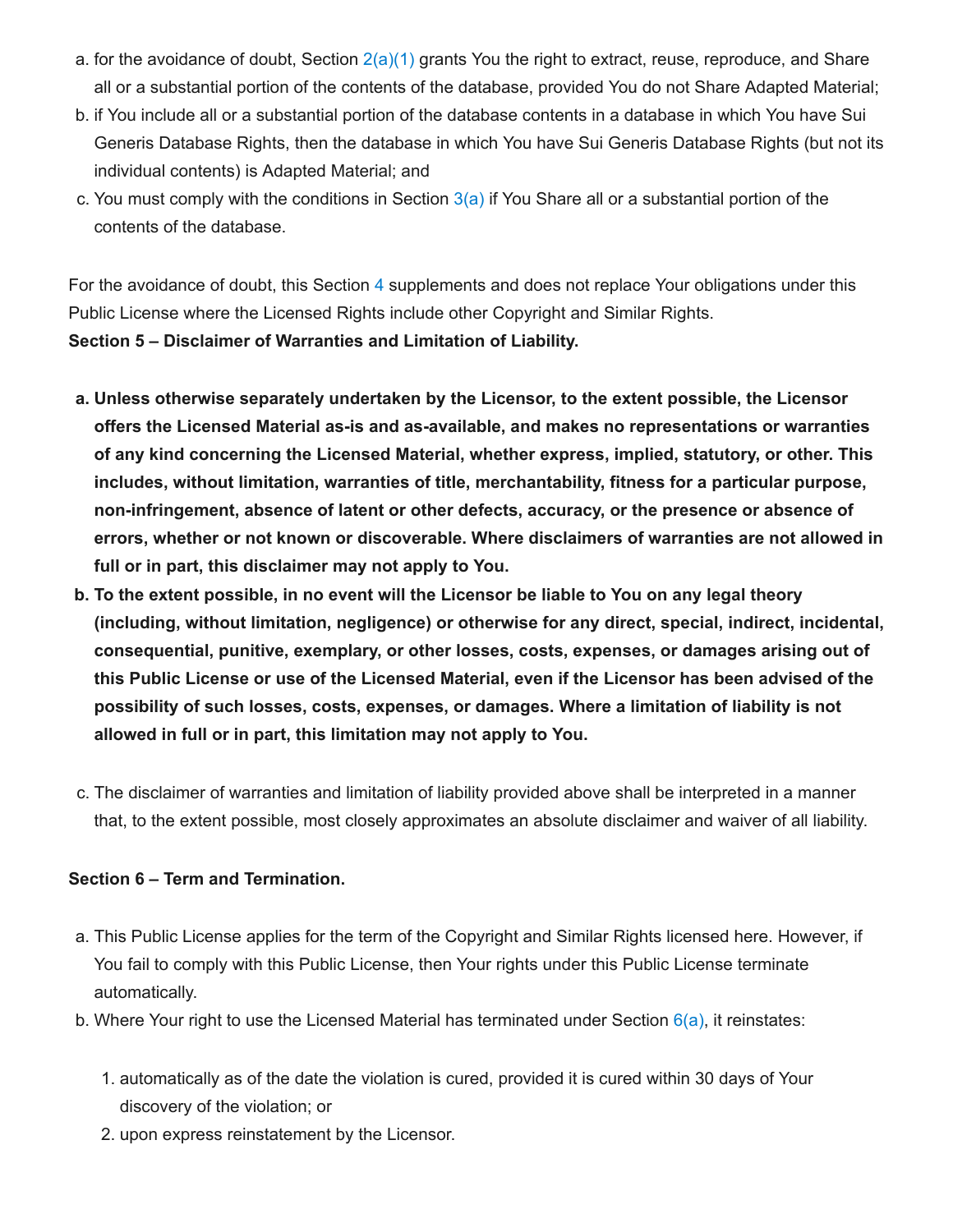a. for the avoidance of doubt, Section 2(a)(1) grants You the right to extract, reuse, reproduce, and Share all or a substantial portion of the contents of the database, provided You do not Share Adapted Material;
b. if You include all or a substantial portion of the database contents in a database in which You have Sui Generis Database Rights, then the database in which You have Sui Generis Database Rights (but not its individual contents) is Adapted Material; and
c. You must comply with the conditions in Section 3(a) if You Share all or a substantial portion of the contents of the database.

For the avoidance of doubt, this Section 4 supplements and does not replace Your obligations under this Public License where the Licensed Rights include other Copyright and Similar Rights.

**Section 5 – Disclaimer of Warranties and Limitation of Liability.**

a. **Unless otherwise separately undertaken by the Licensor, to the extent possible, the Licensor offers the Licensed Material as-is and as-available, and makes no representations or warranties of any kind concerning the Licensed Material, whether express, implied, statutory, or other. This includes, without limitation, warranties of title, merchantability, fitness for a particular purpose, non-infringement, absence of latent or other defects, accuracy, or the presence or absence of errors, whether or not known or discoverable. Where disclaimers of warranties are not allowed in full or in part, this disclaimer may not apply to You.**
b. **To the extent possible, in no event will the Licensor be liable to You on any legal theory (including, without limitation, negligence) or otherwise for any direct, special, indirect, incidental, consequential, punitive, exemplary, or other losses, costs, expenses, or damages arising out of this Public License or use of the Licensed Material, even if the Licensor has been advised of the possibility of such losses, costs, expenses, or damages. Where a limitation of liability is not allowed in full or in part, this limitation may not apply to You.**

c. The disclaimer of warranties and limitation of liability provided above shall be interpreted in a manner that, to the extent possible, most closely approximates an absolute disclaimer and waiver of all liability.

**Section 6 – Term and Termination.**

a. This Public License applies for the term of the Copyright and Similar Rights licensed here. However, if You fail to comply with this Public License, then Your rights under this Public License terminate automatically.
b. Where Your right to use the Licensed Material has terminated under Section 6(a), it reinstates:

1. automatically as of the date the violation is cured, provided it is cured within 30 days of Your discovery of the violation; or
2. upon express reinstatement by the Licensor.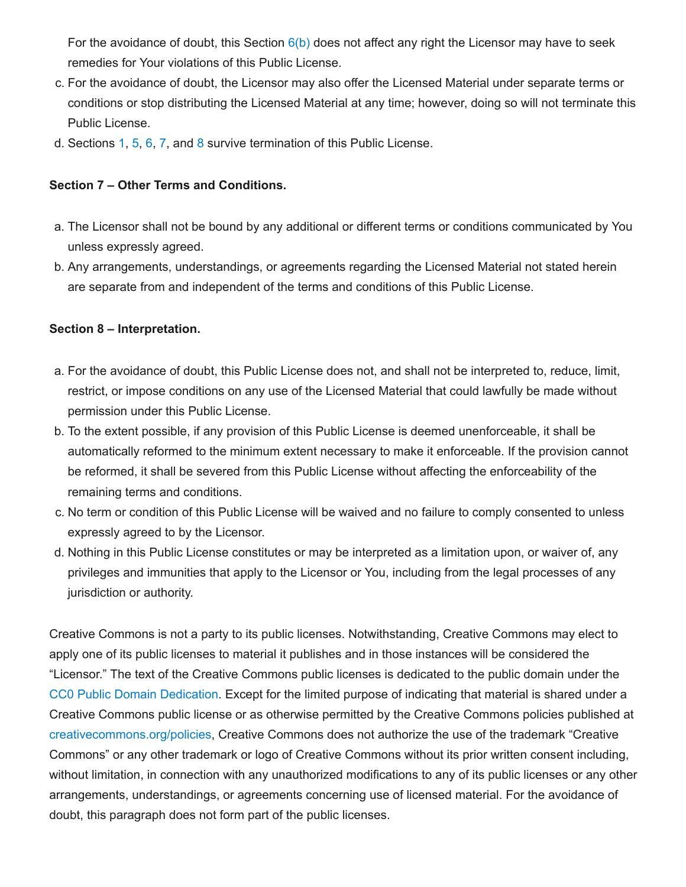For the avoidance of doubt, this Section 6(b) does not affect any right the Licensor may have to seek remedies for Your violations of this Public License.

c. For the avoidance of doubt, the Licensor may also offer the Licensed Material under separate terms or conditions or stop distributing the Licensed Material at any time; however, doing so will not terminate this Public License.
d. Sections 1, 5, 6, 7, and 8 survive termination of this Public License.

**Section 7 – Other Terms and Conditions.**

a. The Licensor shall not be bound by any additional or different terms or conditions communicated by You unless expressly agreed.
b. Any arrangements, understandings, or agreements regarding the Licensed Material not stated herein are separate from and independent of the terms and conditions of this Public License.

**Section 8 – Interpretation.**

a. For the avoidance of doubt, this Public License does not, and shall not be interpreted to, reduce, limit, restrict, or impose conditions on any use of the Licensed Material that could lawfully be made without permission under this Public License.
b. To the extent possible, if any provision of this Public License is deemed unenforceable, it shall be automatically reformed to the minimum extent necessary to make it enforceable. If the provision cannot be reformed, it shall be severed from this Public License without affecting the enforceability of the remaining terms and conditions.
c. No term or condition of this Public License will be waived and no failure to comply consented to unless expressly agreed to by the Licensor.
d. Nothing in this Public License constitutes or may be interpreted as a limitation upon, or waiver of, any privileges and immunities that apply to the Licensor or You, including from the legal processes of any jurisdiction or authority.

Creative Commons is not a party to its public licenses. Notwithstanding, Creative Commons may elect to apply one of its public licenses to material it publishes and in those instances will be considered the "Licensor." The text of the Creative Commons public licenses is dedicated to the public domain under the CC0 Public Domain Dedication. Except for the limited purpose of indicating that material is shared under a Creative Commons public license or as otherwise permitted by the Creative Commons policies published at creativecommons.org/policies, Creative Commons does not authorize the use of the trademark "Creative Commons" or any other trademark or logo of Creative Commons without its prior written consent including, without limitation, in connection with any unauthorized modifications to any of its public licenses or any other arrangements, understandings, or agreements concerning use of licensed material. For the avoidance of doubt, this paragraph does not form part of the public licenses.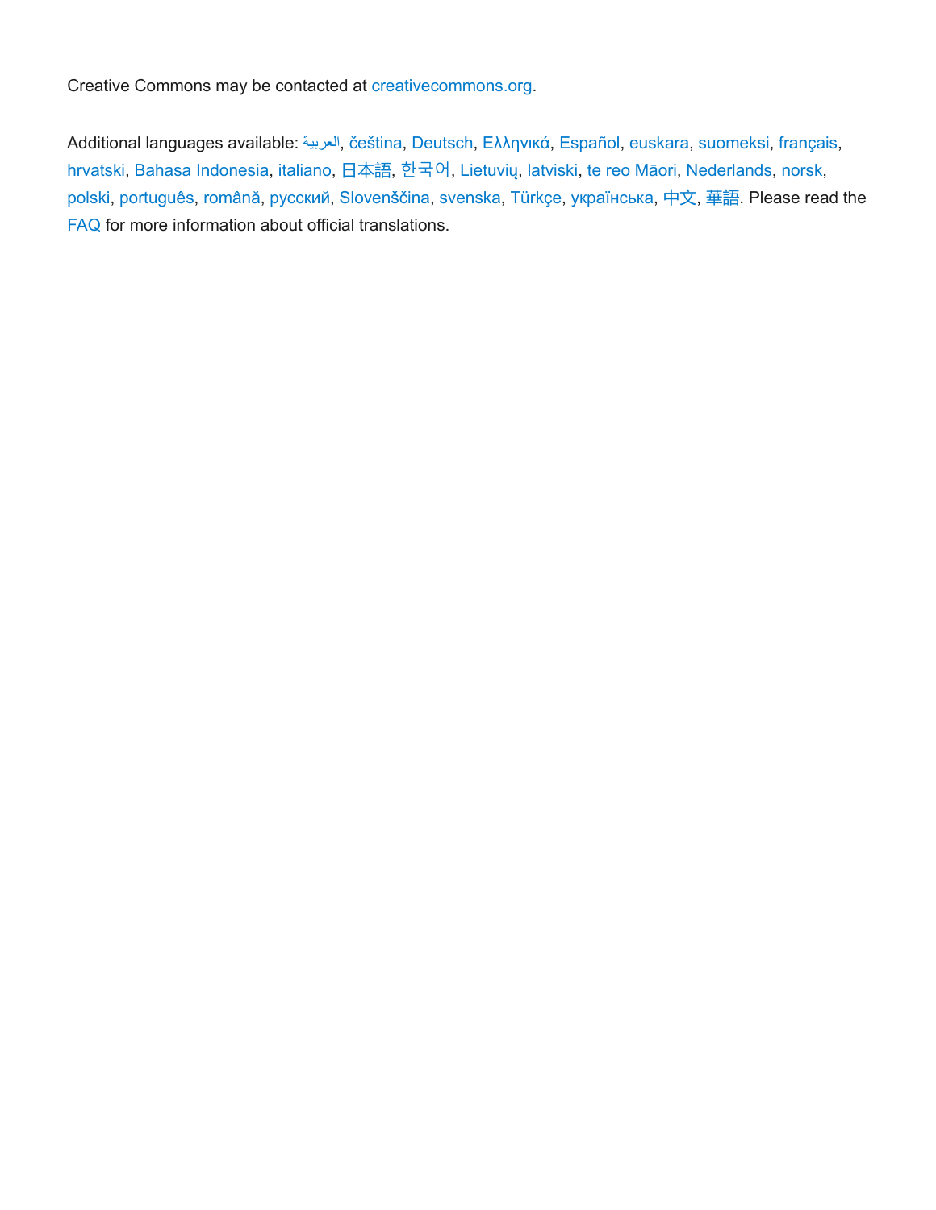Creative Commons may be contacted at creativecommons.org.

Additional languages available: العربية, čeština, Deutsch, Ελληνικά, Español, euskara, suomeksi, français, hrvatski, Bahasa Indonesia, italiano, 日本語, 한국어, Lietuvių, latviski, te reo Māori, Nederlands, norsk, polski, português, română, русский, Slovenščina, svenska, Türkçe, українська, 中文, 華語. Please read the FAQ for more information about official translations.